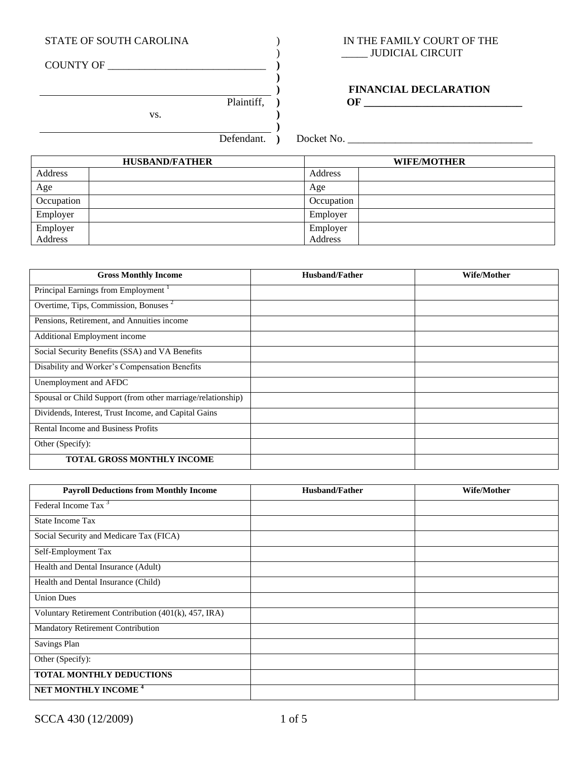STATE OF SOUTH CAROLINA

COUNTY OF ______________________________

______________________________________ Plaintiff,

vs.

______________________________________ Defendant.

IN THE FAMILY COURT OF THE _____ JUDICIAL CIRCUIT

**FINANCIAL DECLARATION OF ______________________________**

Docket No. ___________________________________

| HUSBAND/FATHER | | WIFE/MOTHER | |
|---|---|---|---|
| Address | | Address | |
| Age | | Age | |
| Occupation | | Occupation | |
| Employer | | Employer | |
| Employer Address | | Employer Address | |

| Gross Monthly Income | Husband/Father | Wife/Mother |
|---|---|---|
| Principal Earnings from Employment [1] | | |
| Overtime, Tips, Commission, Bonuses [2] | | |
| Pensions, Retirement, and Annuities income | | |
| Additional Employment income | | |
| Social Security Benefits (SSA) and VA Benefits | | |
| Disability and Worker's Compensation Benefits | | |
| Unemployment and AFDC | | |
| Spousal or Child Support (from other marriage/relationship) | | |
| Dividends, Interest, Trust Income, and Capital Gains | | |
| Rental Income and Business Profits | | |
| Other (Specify): | | |
| **TOTAL GROSS MONTHLY INCOME** | | |

| Payroll Deductions from Monthly Income | Husband/Father | Wife/Mother |
|---|---|---|
| Federal Income Tax [3] | | |
| State Income Tax | | |
| Social Security and Medicare Tax (FICA) | | |
| Self-Employment Tax | | |
| Health and Dental Insurance (Adult) | | |
| Health and Dental Insurance (Child) | | |
| Union Dues | | |
| Voluntary Retirement Contribution (401(k), 457, IRA) | | |
| Mandatory Retirement Contribution | | |
| Savings Plan | | |
| Other (Specify): | | |
| **TOTAL MONTHLY DEDUCTIONS** | | |
| **NET MONTHLY INCOME [4]** | | |

SCCA 430 (12/2009)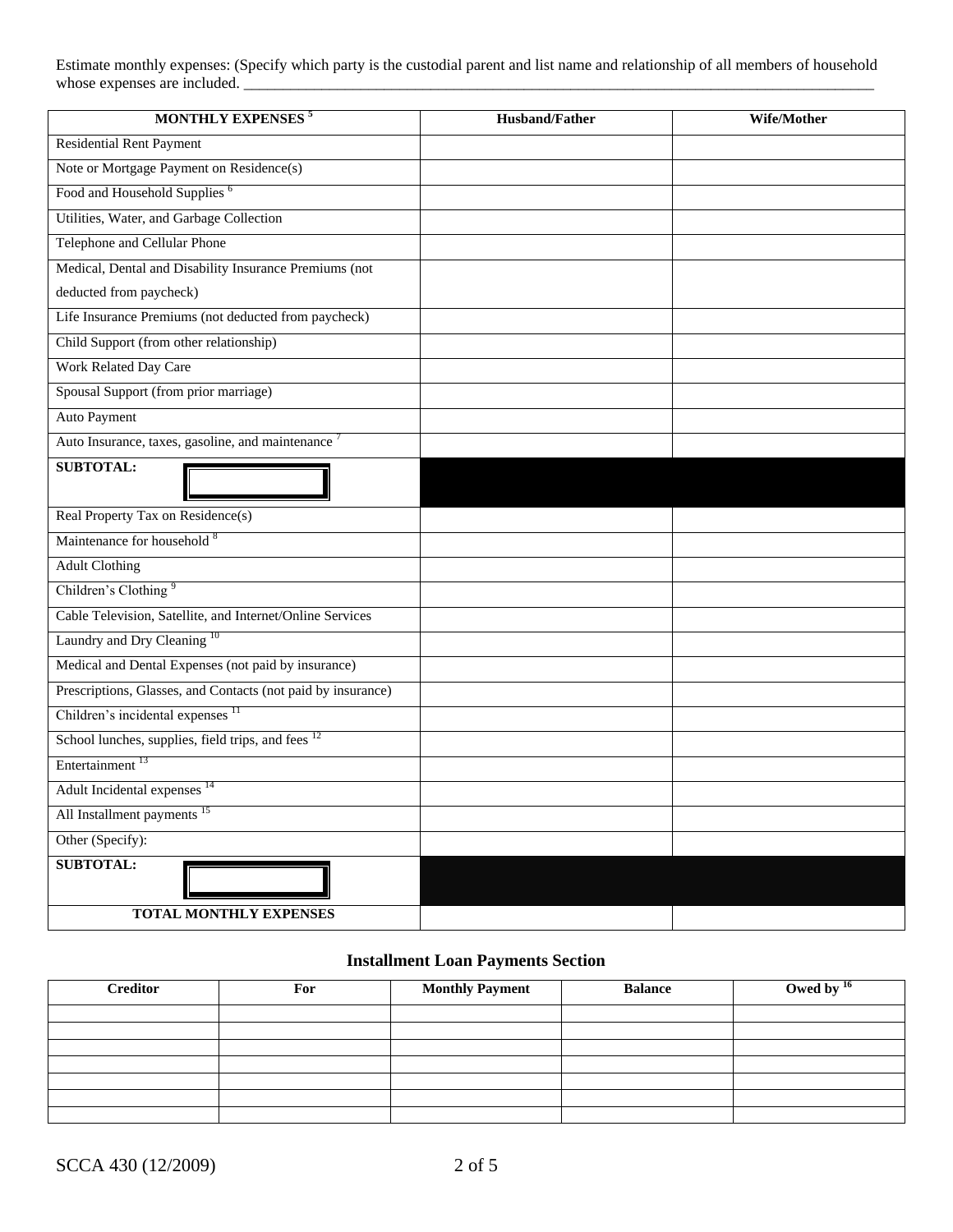Estimate monthly expenses: (Specify which party is the custodial parent and list name and relationship of all members of household whose expenses are included. ___________________________________________________________________________________

| MONTHLY EXPENSES [5] | Husband/Father | Wife/Mother |
|---|---|---|
| Residential Rent Payment | | |
| Note or Mortgage Payment on Residence(s) | | |
| Food and Household Supplies [6] | | |
| Utilities, Water, and Garbage Collection | | |
| Telephone and Cellular Phone | | |
| Medical, Dental and Disability Insurance Premiums (not deducted from paycheck) | | |
| Life Insurance Premiums (not deducted from paycheck) | | |
| Child Support (from other relationship) | | |
| Work Related Day Care | | |
| Spousal Support (from prior marriage) | | |
| Auto Payment | | |
| Auto Insurance, taxes, gasoline, and maintenance [7] | | |
| **SUBTOTAL:** | | |
| Real Property Tax on Residence(s) | | |
| Maintenance for household [8] | | |
| Adult Clothing | | |
| Children's Clothing [9] | | |
| Cable Television, Satellite, and Internet/Online Services | | |
| Laundry and Dry Cleaning [10] | | |
| Medical and Dental Expenses (not paid by insurance) | | |
| Prescriptions, Glasses, and Contacts (not paid by insurance) | | |
| Children's incidental expenses [11] | | |
| School lunches, supplies, field trips, and fees [12] | | |
| Entertainment [13] | | |
| Adult Incidental expenses [14] | | |
| All Installment payments [15] | | |
| Other (Specify): | | |
| **SUBTOTAL:** | | |
| **TOTAL MONTHLY EXPENSES** | | |

## Installment Loan Payments Section

| Creditor | For | Monthly Payment | Balance | Owed by [16] |
|---|---|---|---|---|
| | | | | |
| | | | | |
| | | | | |
| | | | | |
| | | | | |
| | | | | |
| | | | | |

SCCA 430 (12/2009)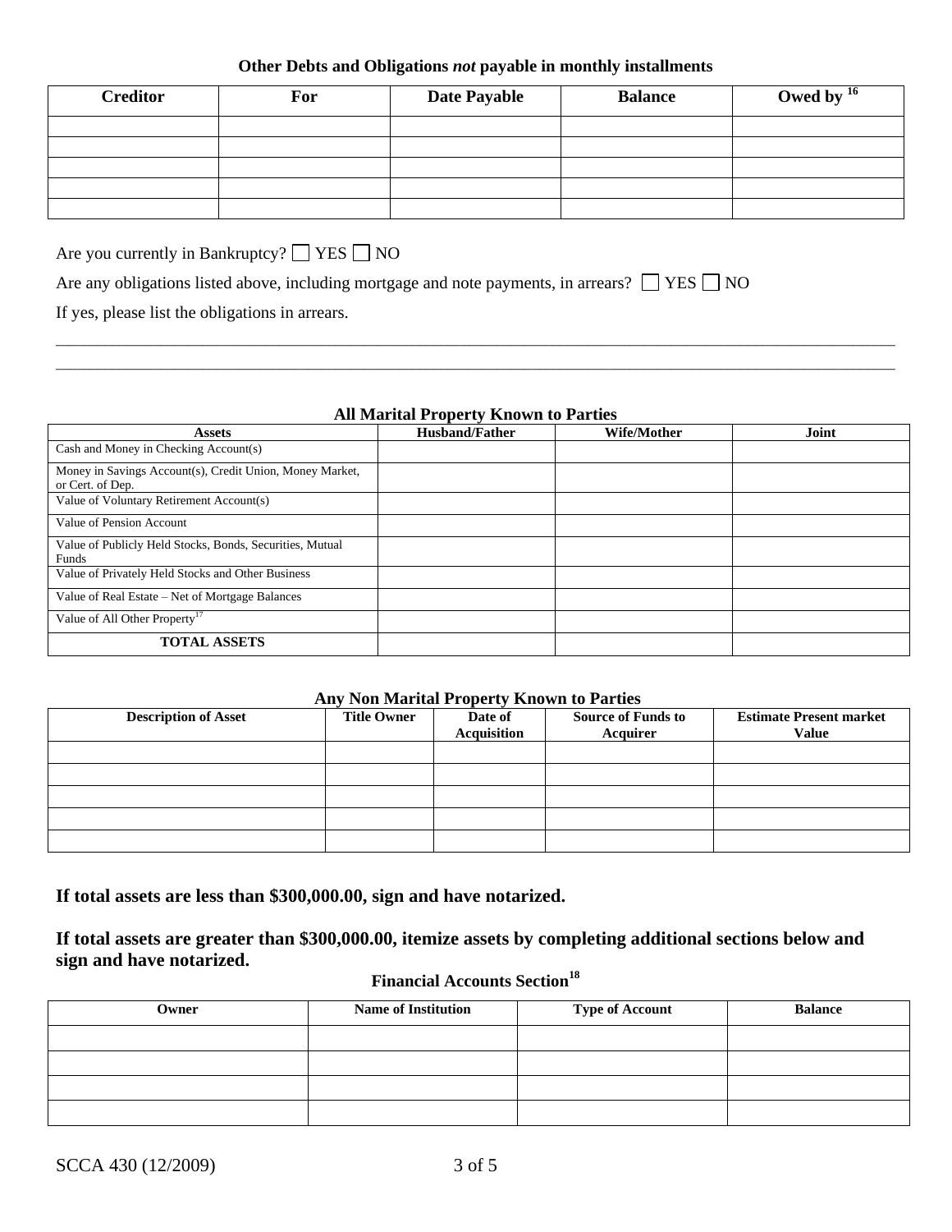### Other Debts and Obligations *not* payable in monthly installments

| Creditor | For | Date Payable | Balance | Owed by [16] |
|---|---|---|---|---|
| | | | | |
| | | | | |
| | | | | |
| | | | | |
| | | | | |

Are you currently in Bankruptcy? ☐ YES ☐ NO

Are any obligations listed above, including mortgage and note payments, in arrears? ☐ YES ☐ NO

If yes, please list the obligations in arrears.

\_\_\_\_\_\_\_\_\_\_\_\_\_\_\_\_\_\_\_\_\_\_\_\_\_\_\_\_\_\_\_\_\_\_\_\_\_\_\_\_\_\_\_\_\_\_\_\_\_\_\_\_\_\_\_\_\_\_\_\_\_\_\_\_\_\_\_\_\_\_\_\_\_\_\_\_\_\_

\_\_\_\_\_\_\_\_\_\_\_\_\_\_\_\_\_\_\_\_\_\_\_\_\_\_\_\_\_\_\_\_\_\_\_\_\_\_\_\_\_\_\_\_\_\_\_\_\_\_\_\_\_\_\_\_\_\_\_\_\_\_\_\_\_\_\_\_\_\_\_\_\_\_\_\_\_\_

### All Marital Property Known to Parties

| Assets | Husband/Father | Wife/Mother | Joint |
|---|---|---|---|
| Cash and Money in Checking Account(s) | | | |
| Money in Savings Account(s), Credit Union, Money Market, or Cert. of Dep. | | | |
| Value of Voluntary Retirement Account(s) | | | |
| Value of Pension Account | | | |
| Value of Publicly Held Stocks, Bonds, Securities, Mutual Funds | | | |
| Value of Privately Held Stocks and Other Business | | | |
| Value of Real Estate – Net of Mortgage Balances | | | |
| Value of All Other Property[17] | | | |
| **TOTAL ASSETS** | | | |

### Any Non Marital Property Known to Parties

| Description of Asset | Title Owner | Date of Acquisition | Source of Funds to Acquirer | Estimate Present market Value |
|---|---|---|---|---|
| | | | | |
| | | | | |
| | | | | |
| | | | | |
| | | | | |

**If total assets are less than $300,000.00, sign and have notarized.**

**If total assets are greater than $300,000.00, itemize assets by completing additional sections below and sign and have notarized.**

### Financial Accounts Section[18]

| Owner | Name of Institution | Type of Account | Balance |
|---|---|---|---|
| | | | |
| | | | |
| | | | |
| | | | |

SCCA 430 (12/2009)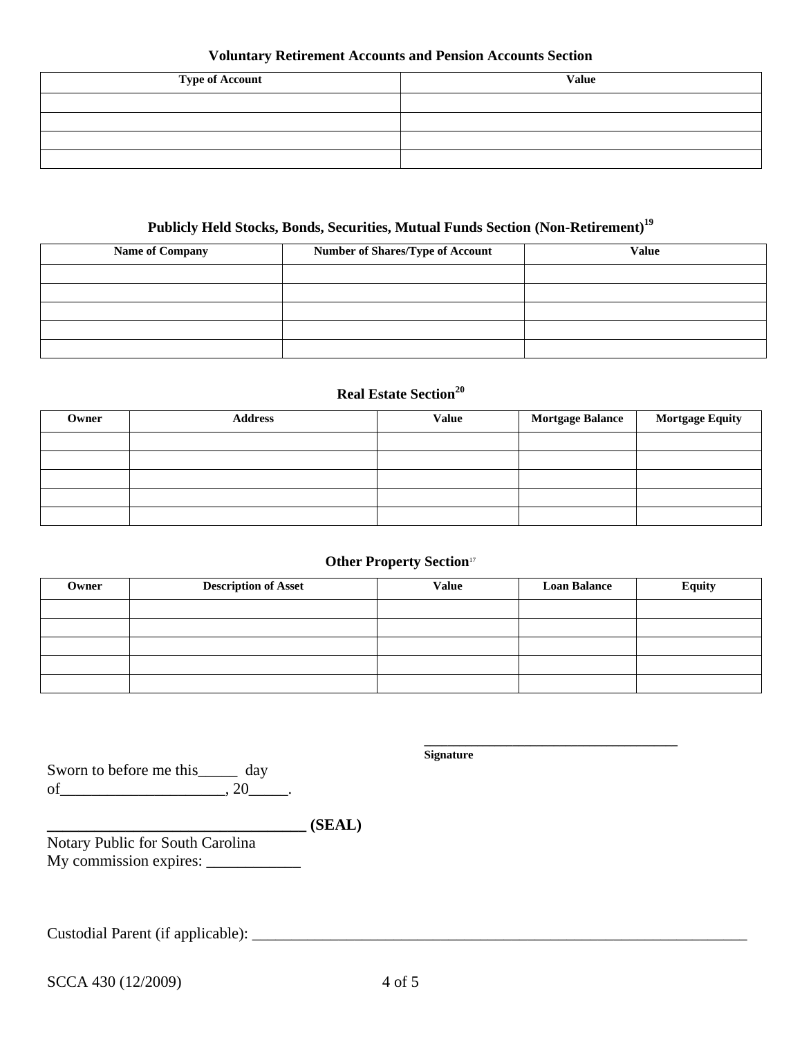### Voluntary Retirement Accounts and Pension Accounts Section

| Type of Account | Value |
|---|---|
| | |
| | |
| | |
| | |

### Publicly Held Stocks, Bonds, Securities, Mutual Funds Section (Non-Retirement)[19]

| Name of Company | Number of Shares/Type of Account | Value |
|---|---|---|
| | | |
| | | |
| | | |
| | | |
| | | |

### Real Estate Section[20]

| Owner | Address | Value | Mortgage Balance | Mortgage Equity |
|---|---|---|---|---|
| | | | | |
| | | | | |
| | | | | |
| | | | | |
| | | | | |

### Other Property Section[17]

| Owner | Description of Asset | Value | Loan Balance | Equity |
|---|---|---|---|---|
| | | | | |
| | | | | |
| | | | | |
| | | | | |
| | | | | |

____________________________________
**Signature**

Sworn to before me this_____ day of____________________, 20_____.

**________________________________ (SEAL)**
Notary Public for South Carolina
My commission expires: ____________

Custodial Parent (if applicable): ____________________________________________________________________

SCCA 430 (12/2009)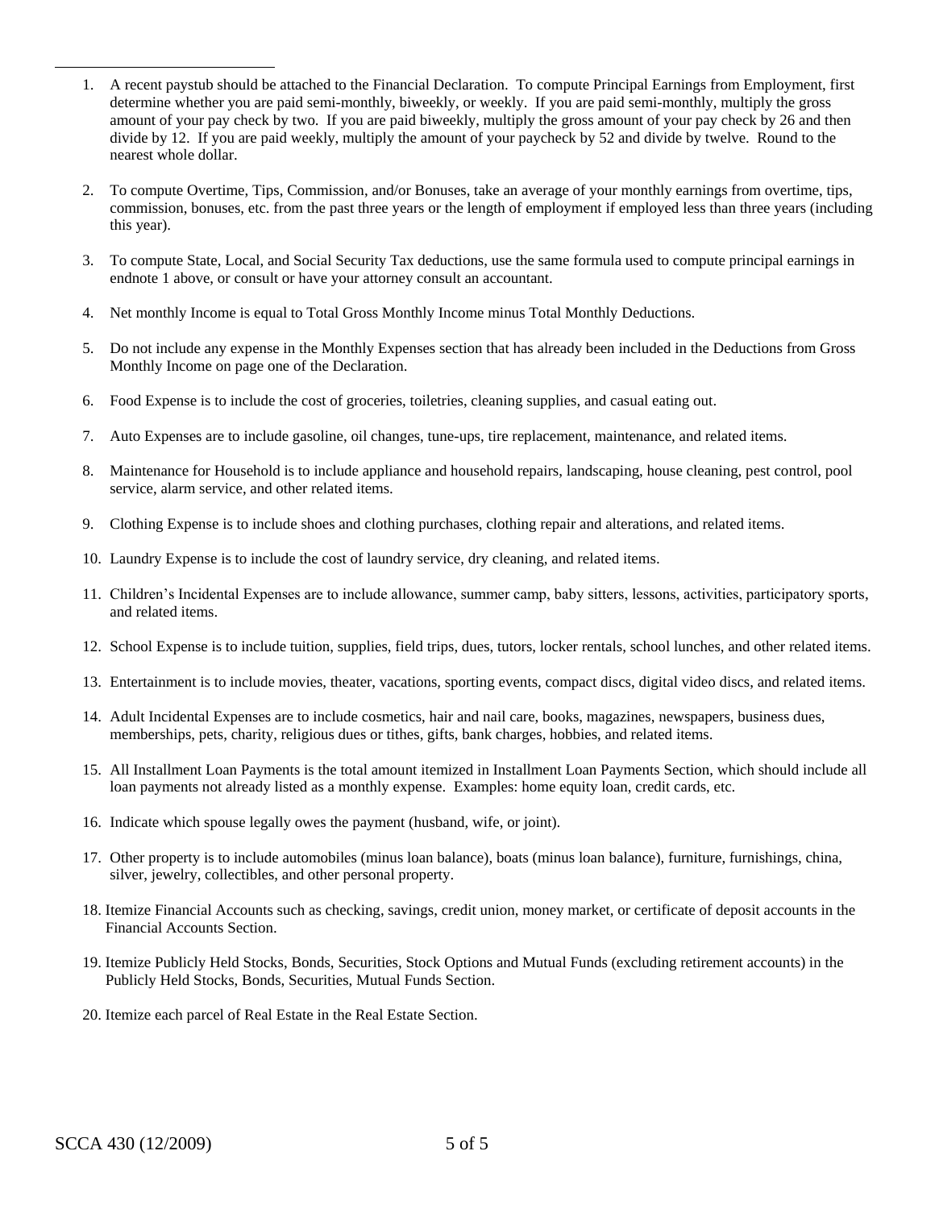1. A recent paystub should be attached to the Financial Declaration. To compute Principal Earnings from Employment, first determine whether you are paid semi-monthly, biweekly, or weekly. If you are paid semi-monthly, multiply the gross amount of your pay check by two. If you are paid biweekly, multiply the gross amount of your pay check by 26 and then divide by 12. If you are paid weekly, multiply the amount of your paycheck by 52 and divide by twelve. Round to the nearest whole dollar.

2. To compute Overtime, Tips, Commission, and/or Bonuses, take an average of your monthly earnings from overtime, tips, commission, bonuses, etc. from the past three years or the length of employment if employed less than three years (including this year).

3. To compute State, Local, and Social Security Tax deductions, use the same formula used to compute principal earnings in endnote 1 above, or consult or have your attorney consult an accountant.

4. Net monthly Income is equal to Total Gross Monthly Income minus Total Monthly Deductions.

5. Do not include any expense in the Monthly Expenses section that has already been included in the Deductions from Gross Monthly Income on page one of the Declaration.

6. Food Expense is to include the cost of groceries, toiletries, cleaning supplies, and casual eating out.

7. Auto Expenses are to include gasoline, oil changes, tune-ups, tire replacement, maintenance, and related items.

8. Maintenance for Household is to include appliance and household repairs, landscaping, house cleaning, pest control, pool service, alarm service, and other related items.

9. Clothing Expense is to include shoes and clothing purchases, clothing repair and alterations, and related items.

10. Laundry Expense is to include the cost of laundry service, dry cleaning, and related items.

11. Children's Incidental Expenses are to include allowance, summer camp, baby sitters, lessons, activities, participatory sports, and related items.

12. School Expense is to include tuition, supplies, field trips, dues, tutors, locker rentals, school lunches, and other related items.

13. Entertainment is to include movies, theater, vacations, sporting events, compact discs, digital video discs, and related items.

14. Adult Incidental Expenses are to include cosmetics, hair and nail care, books, magazines, newspapers, business dues, memberships, pets, charity, religious dues or tithes, gifts, bank charges, hobbies, and related items.

15. All Installment Loan Payments is the total amount itemized in Installment Loan Payments Section, which should include all loan payments not already listed as a monthly expense. Examples: home equity loan, credit cards, etc.

16. Indicate which spouse legally owes the payment (husband, wife, or joint).

17. Other property is to include automobiles (minus loan balance), boats (minus loan balance), furniture, furnishings, china, silver, jewelry, collectibles, and other personal property.

18. Itemize Financial Accounts such as checking, savings, credit union, money market, or certificate of deposit accounts in the Financial Accounts Section.

19. Itemize Publicly Held Stocks, Bonds, Securities, Stock Options and Mutual Funds (excluding retirement accounts) in the Publicly Held Stocks, Bonds, Securities, Mutual Funds Section.

20. Itemize each parcel of Real Estate in the Real Estate Section.

SCCA 430 (12/2009)